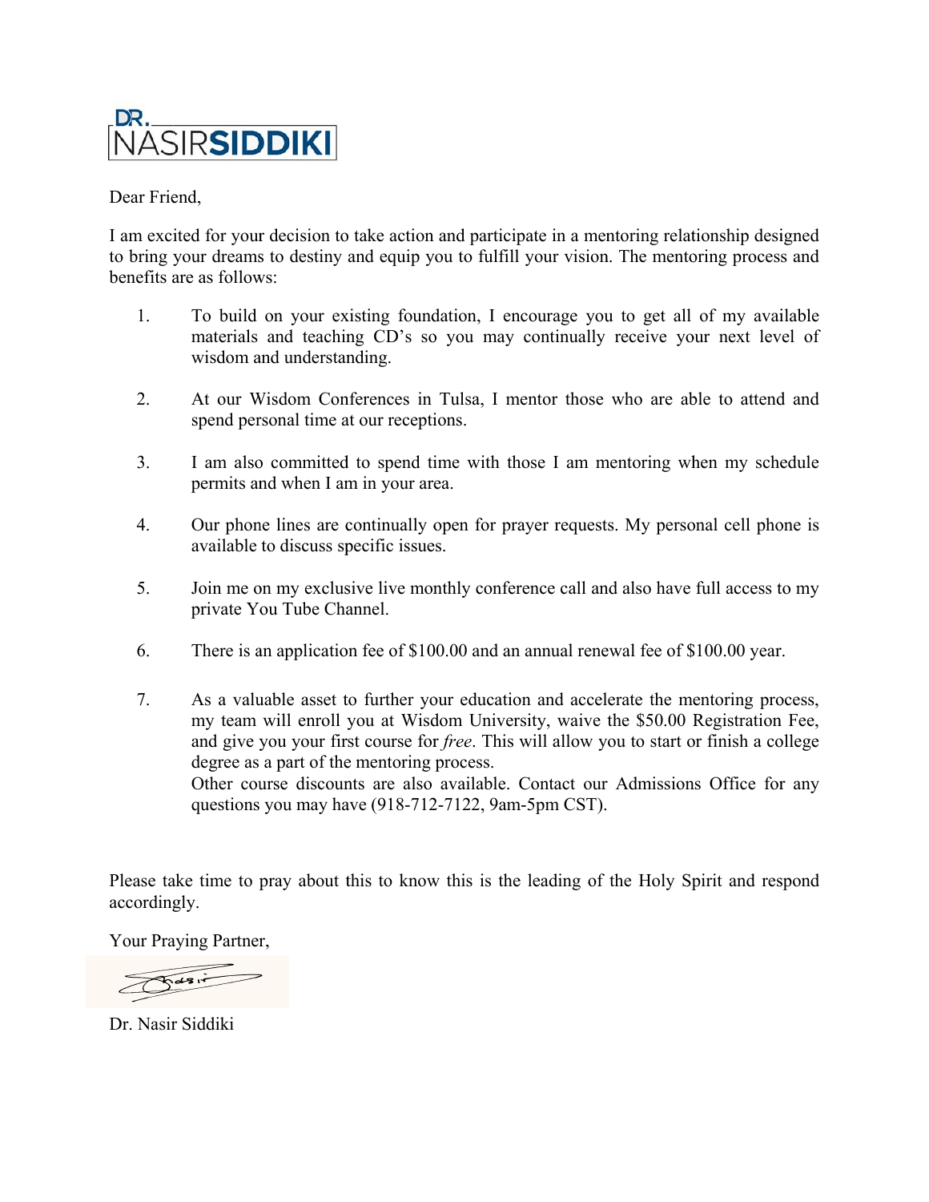DR. NASIR**SIDDIKI**

Dear Friend,

I am excited for your decision to take action and participate in a mentoring relationship designed to bring your dreams to destiny and equip you to fulfill your vision. The mentoring process and benefits are as follows:

1. To build on your existing foundation, I encourage you to get all of my available materials and teaching CD's so you may continually receive your next level of wisdom and understanding.

2. At our Wisdom Conferences in Tulsa, I mentor those who are able to attend and spend personal time at our receptions.

3. I am also committed to spend time with those I am mentoring when my schedule permits and when I am in your area.

4. Our phone lines are continually open for prayer requests. My personal cell phone is available to discuss specific issues.

5. Join me on my exclusive live monthly conference call and also have full access to my private You Tube Channel.

6. There is an application fee of $100.00 and an annual renewal fee of $100.00 year.

7. As a valuable asset to further your education and accelerate the mentoring process, my team will enroll you at Wisdom University, waive the $50.00 Registration Fee, and give you your first course for *free*. This will allow you to start or finish a college degree as a part of the mentoring process.
   Other course discounts are also available. Contact our Admissions Office for any questions you may have (918-712-7122, 9am-5pm CST).

Please take time to pray about this to know this is the leading of the Holy Spirit and respond accordingly.

Your Praying Partner,

Dr. Nasir Siddiki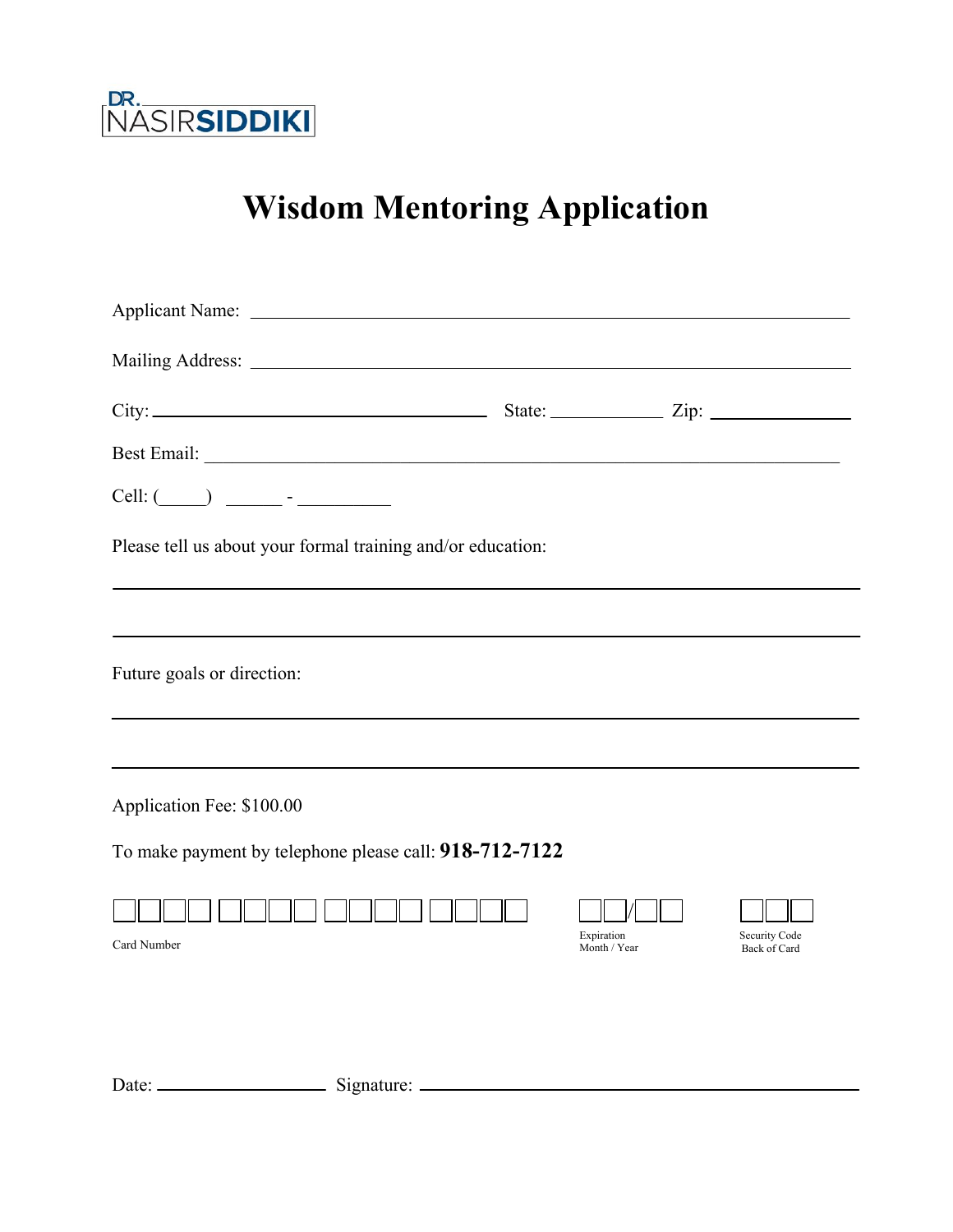DR. NASIRSIDDIKI

# Wisdom Mentoring Application

Applicant Name: ______________________________________________

Mailing Address: ______________________________________________

City: ______________________ State: __________ Zip: ____________

Best Email: ______________________________________________

Cell: (_____) ______ - __________

Please tell us about your formal training and/or education:

______________________________________________

______________________________________________

Future goals or direction:

______________________________________________

______________________________________________

Application Fee: $100.00

To make payment by telephone please call: **918-712-7122**

Card Number: ☐☐☐☐ ☐☐☐☐ ☐☐☐☐ ☐☐☐☐

Expiration Month / Year: ☐☐/☐☐

Security Code Back of Card: ☐☐☐

Date: ______________ Signature: ______________________________